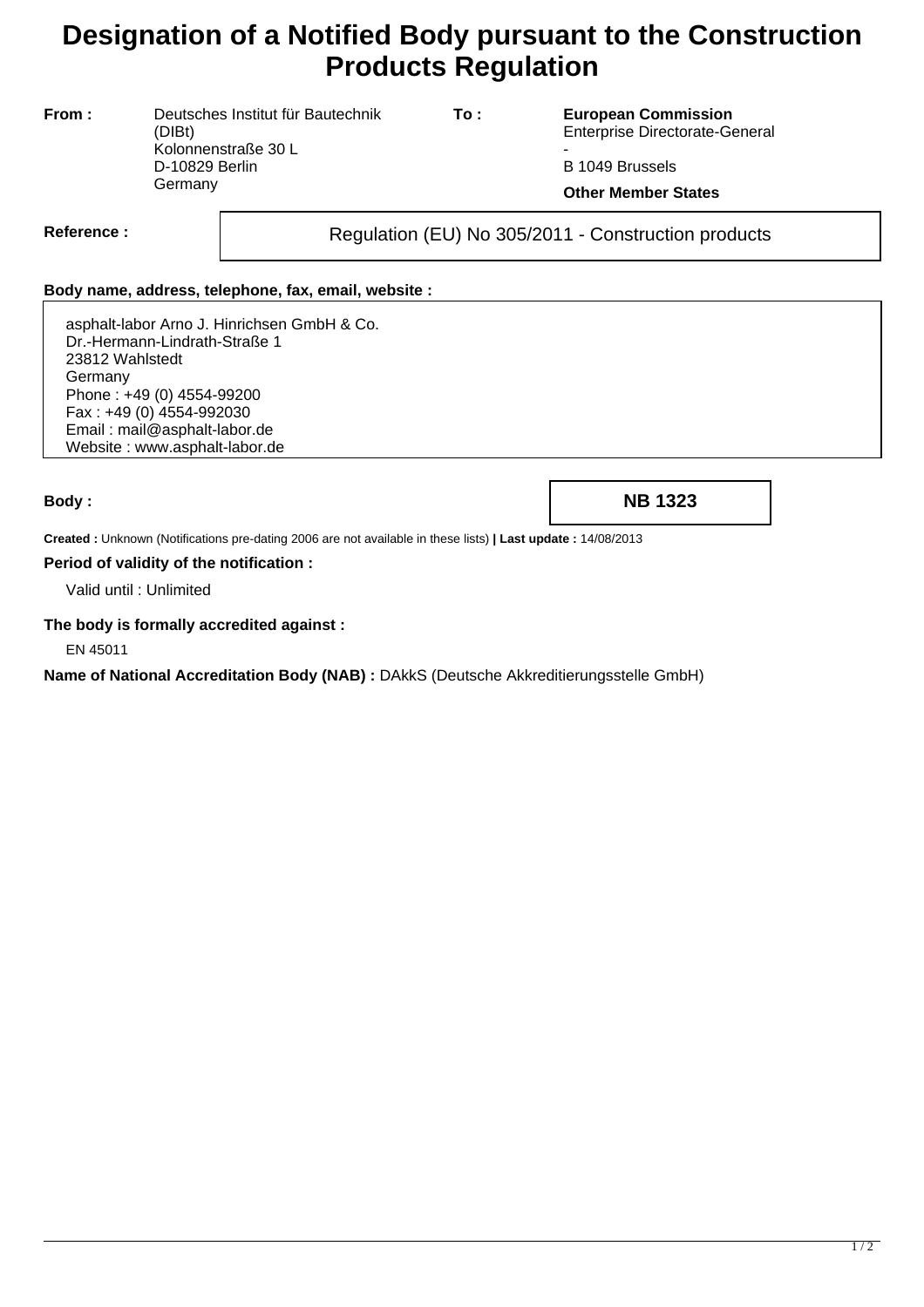# Designation of a Notified Body pursuant to the Construction Products Regulation

| **From :** | Deutsches Institut für Bautechnik (DIBt)<br>Kolonnenstraße 30 L<br>D-10829 Berlin<br>Germany | **To :** | **European Commission**<br>Enterprise Directorate-General<br>-<br>B 1049 Brussels<br>**Other Member States** |
|---|---|---|---|

**Reference :** Regulation (EU) No 305/2011 - Construction products

**Body name, address, telephone, fax, email, website :**

asphalt-labor Arno J. Hinrichsen GmbH & Co.
Dr.-Hermann-Lindrath-Straße 1
23812 Wahlstedt
Germany
Phone : +49 (0) 4554-99200
Fax : +49 (0) 4554-992030
Email : mail@asphalt-labor.de
Website : www.asphalt-labor.de

**Body :** **NB 1323**

**Created :** Unknown (Notifications pre-dating 2006 are not available in these lists) **| Last update :** 14/08/2013

**Period of validity of the notification :**

Valid until : Unlimited

**The body is formally accredited against :**

EN 45011

**Name of National Accreditation Body (NAB) :** DAkkS (Deutsche Akkreditierungsstelle GmbH)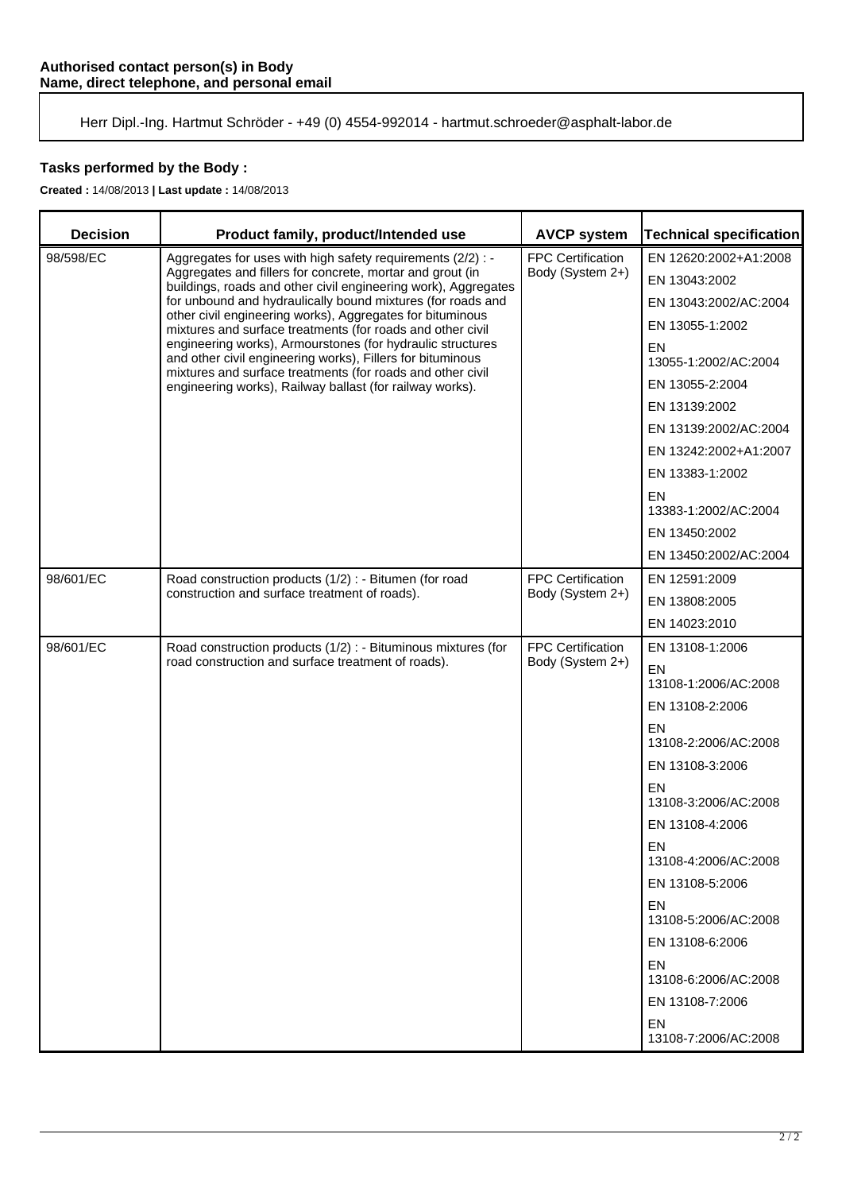**Authorised contact person(s) in Body**
**Name, direct telephone, and personal email**

Herr Dipl.-Ing. Hartmut Schröder - +49 (0) 4554-992014 - hartmut.schroeder@asphalt-labor.de

### Tasks performed by the Body :

**Created :** 14/08/2013 **| Last update :** 14/08/2013

| Decision | Product family, product/Intended use | AVCP system | Technical specification |
|---|---|---|---|
| 98/598/EC | Aggregates for uses with high safety requirements (2/2) : - Aggregates and fillers for concrete, mortar and grout (in buildings, roads and other civil engineering work), Aggregates for unbound and hydraulically bound mixtures (for roads and other civil engineering works), Aggregates for bituminous mixtures and surface treatments (for roads and other civil engineering works), Armourstones (for hydraulic structures and other civil engineering works), Fillers for bituminous mixtures and surface treatments (for roads and other civil engineering works), Railway ballast (for railway works). | FPC Certification Body (System 2+) | EN 12620:2002+A1:2008<br>EN 13043:2002<br>EN 13043:2002/AC:2004<br>EN 13055-1:2002<br>EN 13055-1:2002/AC:2004<br>EN 13055-2:2004<br>EN 13139:2002<br>EN 13139:2002/AC:2004<br>EN 13242:2002+A1:2007<br>EN 13383-1:2002<br>EN 13383-1:2002/AC:2004<br>EN 13450:2002<br>EN 13450:2002/AC:2004 |
| 98/601/EC | Road construction products (1/2) : - Bitumen (for road construction and surface treatment of roads). | FPC Certification Body (System 2+) | EN 12591:2009<br>EN 13808:2005<br>EN 14023:2010 |
| 98/601/EC | Road construction products (1/2) : - Bituminous mixtures (for road construction and surface treatment of roads). | FPC Certification Body (System 2+) | EN 13108-1:2006<br>EN 13108-1:2006/AC:2008<br>EN 13108-2:2006<br>EN 13108-2:2006/AC:2008<br>EN 13108-3:2006<br>EN 13108-3:2006/AC:2008<br>EN 13108-4:2006<br>EN 13108-4:2006/AC:2008<br>EN 13108-5:2006<br>EN 13108-5:2006/AC:2008<br>EN 13108-6:2006<br>EN 13108-6:2006/AC:2008<br>EN 13108-7:2006<br>EN 13108-7:2006/AC:2008 |